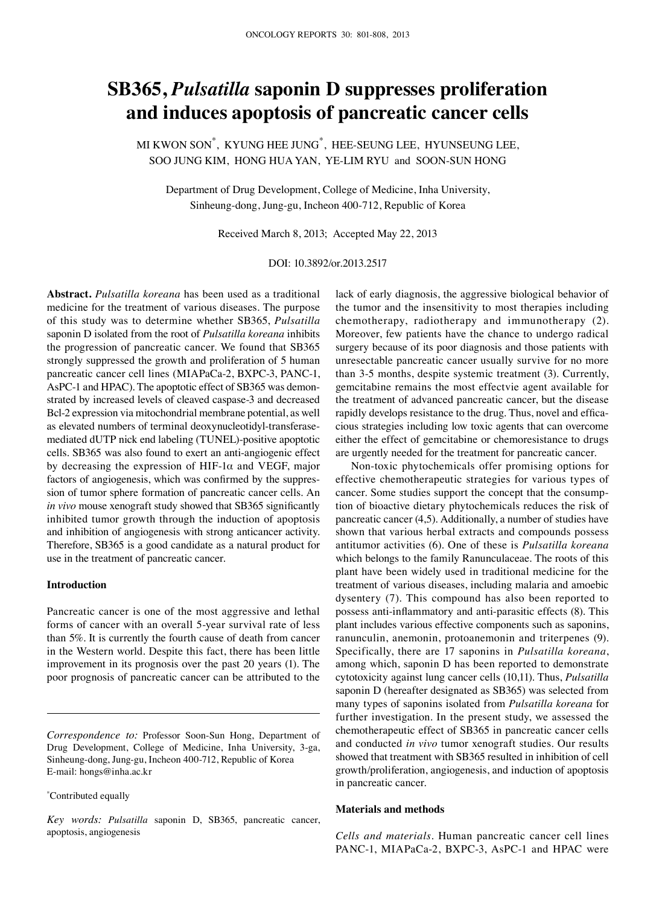# SB365, *Pulsatilla* saponin D suppresses proliferation and induces apoptosis of pancreatic cancer cells

MI KWON SON[*], KYUNG HEE JUNG[*], HEE-SEUNG LEE, HYUNSEUNG LEE, SOO JUNG KIM, HONG HUA YAN, YE-LIM RYU and SOON-SUN HONG

Department of Drug Development, College of Medicine, Inha University, Sinheung-dong, Jung-gu, Incheon 400-712, Republic of Korea

Received March 8, 2013; Accepted May 22, 2013

DOI: 10.3892/or.2013.2517

**Abstract.** *Pulsatilla koreana* has been used as a traditional medicine for the treatment of various diseases. The purpose of this study was to determine whether SB365, *Pulsatilla* saponin D isolated from the root of *Pulsatilla koreana* inhibits the progression of pancreatic cancer. We found that SB365 strongly suppressed the growth and proliferation of 5 human pancreatic cancer cell lines (MIAPaCa-2, BXPC-3, PANC-1, AsPC-1 and HPAC). The apoptotic effect of SB365 was demonstrated by increased levels of cleaved caspase-3 and decreased Bcl-2 expression via mitochondrial membrane potential, as well as elevated numbers of terminal deoxynucleotidyl-transferase-mediated dUTP nick end labeling (TUNEL)-positive apoptotic cells. SB365 was also found to exert an anti-angiogenic effect by decreasing the expression of HIF-1α and VEGF, major factors of angiogenesis, which was confirmed by the suppression of tumor sphere formation of pancreatic cancer cells. An *in vivo* mouse xenograft study showed that SB365 significantly inhibited tumor growth through the induction of apoptosis and inhibition of angiogenesis with strong anticancer activity. Therefore, SB365 is a good candidate as a natural product for use in the treatment of pancreatic cancer.

## Introduction

Pancreatic cancer is one of the most aggressive and lethal forms of cancer with an overall 5-year survival rate of less than 5%. It is currently the fourth cause of death from cancer in the Western world. Despite this fact, there has been little improvement in its prognosis over the past 20 years (1). The poor prognosis of pancreatic cancer can be attributed to the lack of early diagnosis, the aggressive biological behavior of the tumor and the insensitivity to most therapies including chemotherapy, radiotherapy and immunotherapy (2). Moreover, few patients have the chance to undergo radical surgery because of its poor diagnosis and those patients with unresectable pancreatic cancer usually survive for no more than 3-5 months, despite systemic treatment (3). Currently, gemcitabine remains the most effectvie agent available for the treatment of advanced pancreatic cancer, but the disease rapidly develops resistance to the drug. Thus, novel and efficacious strategies including low toxic agents that can overcome either the effect of gemcitabine or chemoresistance to drugs are urgently needed for the treatment for pancreatic cancer.

Non-toxic phytochemicals offer promising options for effective chemotherapeutic strategies for various types of cancer. Some studies support the concept that the consumption of bioactive dietary phytochemicals reduces the risk of pancreatic cancer (4,5). Additionally, a number of studies have shown that various herbal extracts and compounds possess antitumor activities (6). One of these is *Pulsatilla koreana* which belongs to the family Ranunculaceae. The roots of this plant have been widely used in traditional medicine for the treatment of various diseases, including malaria and amoebic dysentery (7). This compound has also been reported to possess anti-inflammatory and anti-parasitic effects (8). This plant includes various effective components such as saponins, ranunculin, anemonin, protoanemonin and triterpenes (9). Specifically, there are 17 saponins in *Pulsatilla koreana*, among which, saponin D has been reported to demonstrate cytotoxicity against lung cancer cells (10,11). Thus, *Pulsatilla* saponin D (hereafter designated as SB365) was selected from many types of saponins isolated from *Pulsatilla koreana* for further investigation. In the present study, we assessed the chemotherapeutic effect of SB365 in pancreatic cancer cells and conducted *in vivo* tumor xenograft studies. Our results showed that treatment with SB365 resulted in inhibition of cell growth/proliferation, angiogenesis, and induction of apoptosis in pancreatic cancer.

## Materials and methods

*Cells and materials.* Human pancreatic cancer cell lines PANC-1, MIAPaCa-2, BXPC-3, AsPC-1 and HPAC were

---

*Correspondence to:* Professor Soon-Sun Hong, Department of Drug Development, College of Medicine, Inha University, 3-ga, Sinheung-dong, Jung-gu, Incheon 400-712, Republic of Korea
E-mail: hongs@inha.ac.kr

[*]Contributed equally

*Key words:* *Pulsatilla* saponin D, SB365, pancreatic cancer, apoptosis, angiogenesis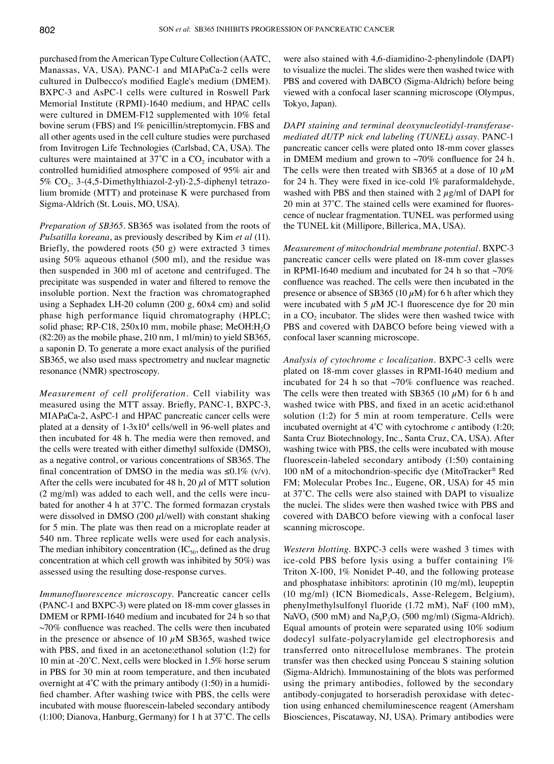purchased from the American Type Culture Collection (AATC, Manassas, VA, USA). PANC-1 and MIAPaCa-2 cells were cultured in Dulbecco's modified Eagle's medium (DMEM). BXPC-3 and AsPC-1 cells were cultured in Roswell Park Memorial Institute (RPMI)-1640 medium, and HPAC cells were cultured in DMEM-F12 supplemented with 10% fetal bovine serum (FBS) and 1% penicillin/streptomycin. FBS and all other agents used in the cell culture studies were purchased from Invitrogen Life Technologies (Carlsbad, CA, USA). The cultures were maintained at 37˚C in a $CO_2$ incubator with a controlled humidified atmosphere composed of 95% air and 5% $CO_2$. 3-(4,5-Dimethylthiazol-2-yl)-2,5-diphenyl tetrazolium bromide (MTT) and proteinase K were purchased from Sigma-Aldrich (St. Louis, MO, USA).

*Preparation of SB365.* SB365 was isolated from the roots of *Pulsatilla koreana*, as previously described by Kim *et al* (11). Briefly, the powdered roots (50 g) were extracted 3 times using 50% aqueous ethanol (500 ml), and the residue was then suspended in 300 ml of acetone and centrifuged. The precipitate was suspended in water and filtered to remove the insoluble portion. Next the fraction was chromatographed using a Sephadex LH-20 column (200 g, 60x4 cm) and solid phase high performance liquid chromatography (HPLC; solid phase; RP-C18, 250x10 mm, mobile phase; MeOH:$H_2O$ (82:20) as the mobile phase, 210 nm, 1 ml/min) to yield SB365, a saponin D. To generate a more exact analysis of the purified SB365, we also used mass spectrometry and nuclear magnetic resonance (NMR) spectroscopy.

*Measurement of cell proliferation.* Cell viability was measured using the MTT assay. Briefly, PANC-1, BXPC-3, MIAPaCa-2, AsPC-1 and HPAC pancreatic cancer cells were plated at a density of $1\text{-}3 \times 10^4$ cells/well in 96-well plates and then incubated for 48 h. The media were then removed, and the cells were treated with either dimethyl sulfoxide (DMSO), as a negative control, or various concentrations of SB365. The final concentration of DMSO in the media was ≤0.1% (v/v). After the cells were incubated for 48 h, 20 µl of MTT solution (2 mg/ml) was added to each well, and the cells were incubated for another 4 h at 37˚C. The formed formazan crystals were dissolved in DMSO (200 µl/well) with constant shaking for 5 min. The plate was then read on a microplate reader at 540 nm. Three replicate wells were used for each analysis. The median inhibitory concentration ($IC_{50}$, defined as the drug concentration at which cell growth was inhibited by 50%) was assessed using the resulting dose-response curves.

*Immunofluorescence microscopy.* Pancreatic cancer cells (PANC-1 and BXPC-3) were plated on 18-mm cover glasses in DMEM or RPMI-1640 medium and incubated for 24 h so that ~70% confluence was reached. The cells were then incubated in the presence or absence of 10 µM SB365, washed twice with PBS, and fixed in an acetone:ethanol solution (1:2) for 10 min at -20˚C. Next, cells were blocked in 1.5% horse serum in PBS for 30 min at room temperature, and then incubated overnight at 4˚C with the primary antibody (1:50) in a humidified chamber. After washing twice with PBS, the cells were incubated with mouse fluorescein-labeled secondary antibody (1:100; Dianova, Hanburg, Germany) for 1 h at 37˚C. The cells were also stained with 4,6-diamidino-2-phenylindole (DAPI) to visualize the nuclei. The slides were then washed twice with PBS and covered with DABCO (Sigma-Aldrich) before being viewed with a confocal laser scanning microscope (Olympus, Tokyo, Japan).

*DAPI staining and terminal deoxynucleotidyl-transferase-mediated dUTP nick end labeling (TUNEL) assay.* PANC-1 pancreatic cancer cells were plated onto 18-mm cover glasses in DMEM medium and grown to ~70% confluence for 24 h. The cells were then treated with SB365 at a dose of 10 µM for 24 h. They were fixed in ice-cold 1% paraformaldehyde, washed with PBS and then stained with 2 µg/ml of DAPI for 20 min at 37˚C. The stained cells were examined for fluorescence of nuclear fragmentation. TUNEL was performed using the TUNEL kit (Millipore, Billerica, MA, USA).

*Measurement of mitochondrial membrane potential.* BXPC-3 pancreatic cancer cells were plated on 18-mm cover glasses in RPMI-1640 medium and incubated for 24 h so that ~70% confluence was reached. The cells were then incubated in the presence or absence of SB365 (10 µM) for 6 h after which they were incubated with 5 µM JC-1 fluorescence dye for 20 min in a $CO_2$ incubator. The slides were then washed twice with PBS and covered with DABCO before being viewed with a confocal laser scanning microscope.

*Analysis of cytochrome c localization.* BXPC-3 cells were plated on 18-mm cover glasses in RPMI-1640 medium and incubated for 24 h so that ~70% confluence was reached. The cells were then treated with SB365 (10 µM) for 6 h and washed twice with PBS, and fixed in an acetic acid:ethanol solution (1:2) for 5 min at room temperature. Cells were incubated overnight at 4˚C with cytochrome *c* antibody (1:20; Santa Cruz Biotechnology, Inc., Santa Cruz, CA, USA). After washing twice with PBS, the cells were incubated with mouse fluorescein-labeled secondary antibody (1:50) containing 100 nM of a mitochondrion-specific dye (MitoTracker® Red FM; Molecular Probes Inc., Eugene, OR, USA) for 45 min at 37˚C. The cells were also stained with DAPI to visualize the nuclei. The slides were then washed twice with PBS and covered with DABCO before viewing with a confocal laser scanning microscope.

*Western blotting.* BXPC-3 cells were washed 3 times with ice-cold PBS before lysis using a buffer containing 1% Triton X-100, 1% Nonidet P-40, and the following protease and phosphatase inhibitors: aprotinin (10 mg/ml), leupeptin (10 mg/ml) (ICN Biomedicals, Asse-Relegem, Belgium), phenylmethylsulfonyl fluoride (1.72 mM), NaF (100 mM), $NaVO_3$ (500 mM) and $Na_4P_2O_7$ (500 mg/ml) (Sigma-Aldrich). Equal amounts of protein were separated using 10% sodium dodecyl sulfate-polyacrylamide gel electrophoresis and transferred onto nitrocellulose membranes. The protein transfer was then checked using Ponceau S staining solution (Sigma-Aldrich). Immunostaining of the blots was performed using the primary antibodies, followed by the secondary antibody-conjugated to horseradish peroxidase with detection using enhanced chemiluminescence reagent (Amersham Biosciences, Piscataway, NJ, USA). Primary antibodies were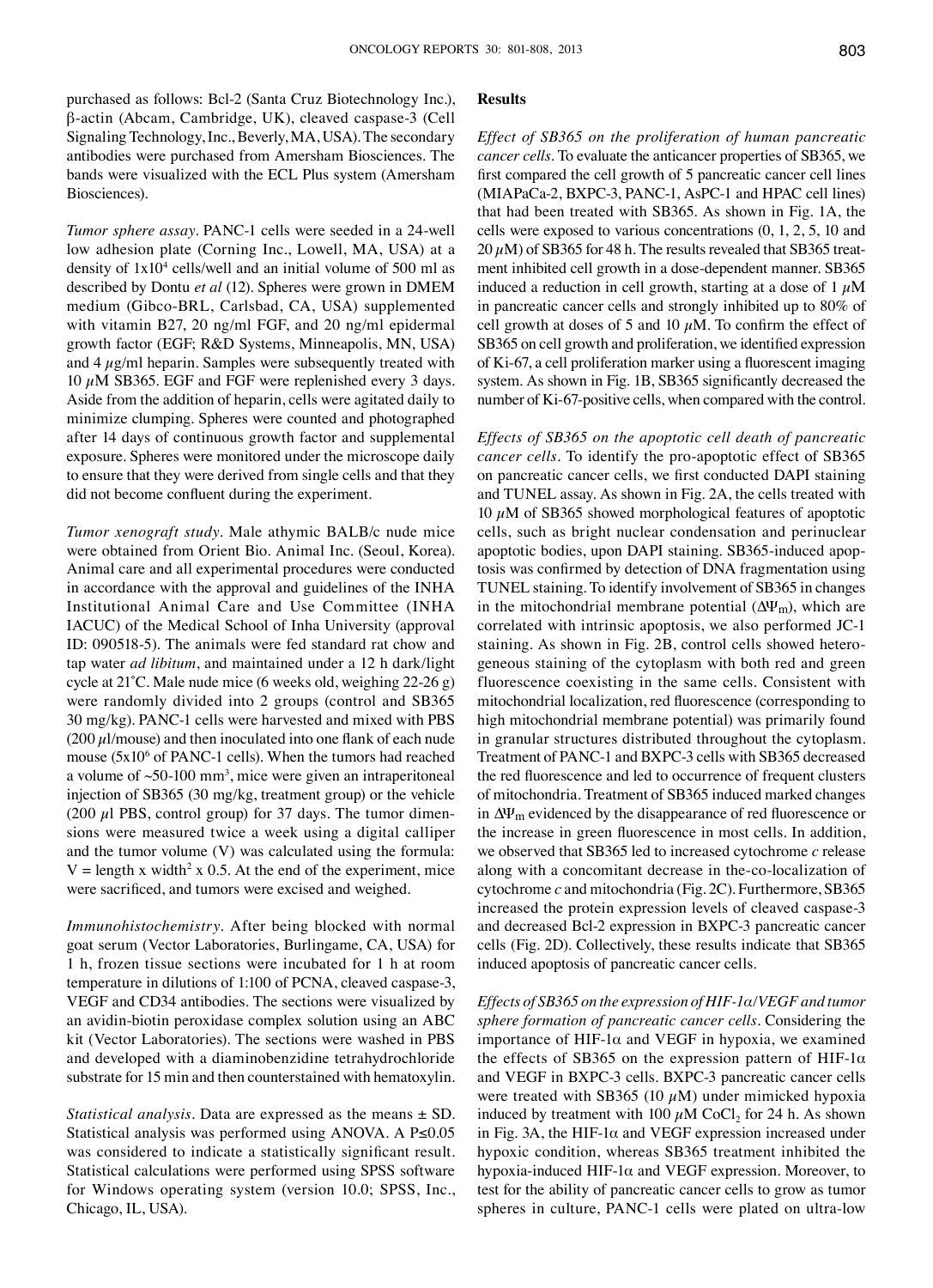purchased as follows: Bcl-2 (Santa Cruz Biotechnology Inc.), β-actin (Abcam, Cambridge, UK), cleaved caspase-3 (Cell Signaling Technology, Inc., Beverly, MA, USA). The secondary antibodies were purchased from Amersham Biosciences. The bands were visualized with the ECL Plus system (Amersham Biosciences).

*Tumor sphere assay.* PANC-1 cells were seeded in a 24-well low adhesion plate (Corning Inc., Lowell, MA, USA) at a density of $1 \times 10^4$ cells/well and an initial volume of 500 ml as described by Dontu *et al* (12). Spheres were grown in DMEM medium (Gibco-BRL, Carlsbad, CA, USA) supplemented with vitamin B27, 20 ng/ml FGF, and 20 ng/ml epidermal growth factor (EGF; R&D Systems, Minneapolis, MN, USA) and 4 $\mu$g/ml heparin. Samples were subsequently treated with 10 $\mu$M SB365. EGF and FGF were replenished every 3 days. Aside from the addition of heparin, cells were agitated daily to minimize clumping. Spheres were counted and photographed after 14 days of continuous growth factor and supplemental exposure. Spheres were monitored under the microscope daily to ensure that they were derived from single cells and that they did not become confluent during the experiment.

*Tumor xenograft study.* Male athymic BALB/c nude mice were obtained from Orient Bio. Animal Inc. (Seoul, Korea). Animal care and all experimental procedures were conducted in accordance with the approval and guidelines of the INHA Institutional Animal Care and Use Committee (INHA IACUC) of the Medical School of Inha University (approval ID: 090518-5). The animals were fed standard rat chow and tap water *ad libitum*, and maintained under a 12 h dark/light cycle at 21˚C. Male nude mice (6 weeks old, weighing 22-26 g) were randomly divided into 2 groups (control and SB365 30 mg/kg). PANC-1 cells were harvested and mixed with PBS (200 $\mu$l/mouse) and then inoculated into one flank of each nude mouse ($5 \times 10^6$ of PANC-1 cells). When the tumors had reached a volume of ~50-100 $mm^3$, mice were given an intraperitoneal injection of SB365 (30 mg/kg, treatment group) or the vehicle (200 $\mu$l PBS, control group) for 37 days. The tumor dimensions were measured twice a week using a digital calliper and the tumor volume (V) was calculated using the formula: $V = \text{length} \times \text{width}^2 \times 0.5$. At the end of the experiment, mice were sacrificed, and tumors were excised and weighed.

*Immunohistochemistry.* After being blocked with normal goat serum (Vector Laboratories, Burlingame, CA, USA) for 1 h, frozen tissue sections were incubated for 1 h at room temperature in dilutions of 1:100 of PCNA, cleaved caspase-3, VEGF and CD34 antibodies. The sections were visualized by an avidin-biotin peroxidase complex solution using an ABC kit (Vector Laboratories). The sections were washed in PBS and developed with a diaminobenzidine tetrahydrochloride substrate for 15 min and then counterstained with hematoxylin.

*Statistical analysis.* Data are expressed as the means ± SD. Statistical analysis was performed using ANOVA. A $P \leq 0.05$ was considered to indicate a statistically significant result. Statistical calculations were performed using SPSS software for Windows operating system (version 10.0; SPSS, Inc., Chicago, IL, USA).

## Results

*Effect of SB365 on the proliferation of human pancreatic cancer cells.* To evaluate the anticancer properties of SB365, we first compared the cell growth of 5 pancreatic cancer cell lines (MIAPaCa-2, BXPC-3, PANC-1, AsPC-1 and HPAC cell lines) that had been treated with SB365. As shown in Fig. 1A, the cells were exposed to various concentrations (0, 1, 2, 5, 10 and 20 $\mu$M) of SB365 for 48 h. The results revealed that SB365 treatment inhibited cell growth in a dose-dependent manner. SB365 induced a reduction in cell growth, starting at a dose of 1 $\mu$M in pancreatic cancer cells and strongly inhibited up to 80% of cell growth at doses of 5 and 10 $\mu$M. To confirm the effect of SB365 on cell growth and proliferation, we identified expression of Ki-67, a cell proliferation marker using a fluorescent imaging system. As shown in Fig. 1B, SB365 significantly decreased the number of Ki-67-positive cells, when compared with the control.

*Effects of SB365 on the apoptotic cell death of pancreatic cancer cells.* To identify the pro-apoptotic effect of SB365 on pancreatic cancer cells, we first conducted DAPI staining and TUNEL assay. As shown in Fig. 2A, the cells treated with 10 $\mu$M of SB365 showed morphological features of apoptotic cells, such as bright nuclear condensation and perinuclear apoptotic bodies, upon DAPI staining. SB365-induced apoptosis was confirmed by detection of DNA fragmentation using TUNEL staining. To identify involvement of SB365 in changes in the mitochondrial membrane potential ($\Delta\Psi_m$), which are correlated with intrinsic apoptosis, we also performed JC-1 staining. As shown in Fig. 2B, control cells showed heterogeneous staining of the cytoplasm with both red and green fluorescence coexisting in the same cells. Consistent with mitochondrial localization, red fluorescence (corresponding to high mitochondrial membrane potential) was primarily found in granular structures distributed throughout the cytoplasm. Treatment of PANC-1 and BXPC-3 cells with SB365 decreased the red fluorescence and led to occurrence of frequent clusters of mitochondria. Treatment of SB365 induced marked changes in $\Delta\Psi_m$ evidenced by the disappearance of red fluorescence or the increase in green fluorescence in most cells. In addition, we observed that SB365 led to increased cytochrome *c* release along with a concomitant decrease in the-co-localization of cytochrome *c* and mitochondria (Fig. 2C). Furthermore, SB365 increased the protein expression levels of cleaved caspase-3 and decreased Bcl-2 expression in BXPC-3 pancreatic cancer cells (Fig. 2D). Collectively, these results indicate that SB365 induced apoptosis of pancreatic cancer cells.

*Effects of SB365 on the expression of HIF-1α/VEGF and tumor sphere formation of pancreatic cancer cells.* Considering the importance of HIF-1α and VEGF in hypoxia, we examined the effects of SB365 on the expression pattern of HIF-1α and VEGF in BXPC-3 cells. BXPC-3 pancreatic cancer cells were treated with SB365 (10 $\mu$M) under mimicked hypoxia induced by treatment with 100 $\mu$M $CoCl_2$ for 24 h. As shown in Fig. 3A, the HIF-1α and VEGF expression increased under hypoxic condition, whereas SB365 treatment inhibited the hypoxia-induced HIF-1α and VEGF expression. Moreover, to test for the ability of pancreatic cancer cells to grow as tumor spheres in culture, PANC-1 cells were plated on ultra-low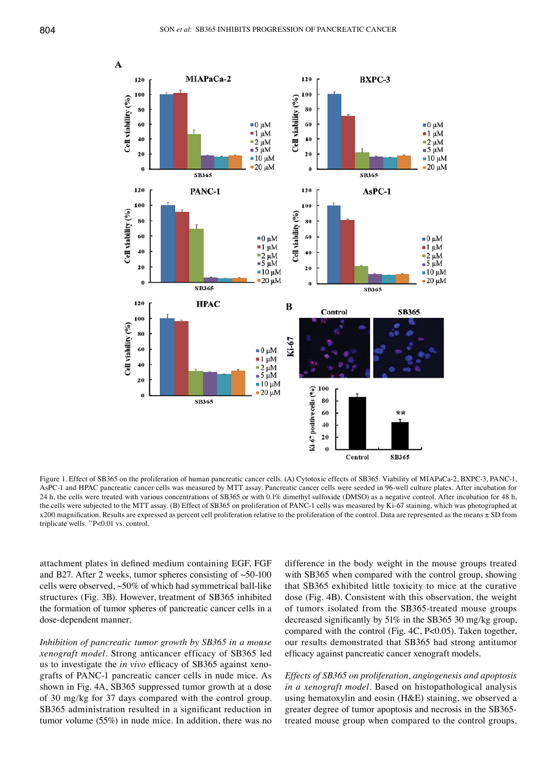Figure 1. Effect of SB365 on the proliferation of human pancreatic cancer cells. (A) Cytotoxic effects of SB365. Viability of MIAPaCa-2, BXPC-3, PANC-1, AsPC-1 and HPAC pancreatic cancer cells was measured by MTT assay. Pancreatic cancer cells were seeded in 96-well culture plates. After incubation for 24 h, the cells were treated with various concentrations of SB365 or with 0.1% dimethyl sulfoxide (DMSO) as a negative control. After incubation for 48 h, the cells were subjected to the MTT assay. (B) Effect of SB365 on proliferation of PANC-1 cells was measured by Ki-67 staining, which was photographed at x200 magnification. Results are expressed as percent cell proliferation relative to the proliferation of the control. Data are represented as the means ± SD from triplicate wells. **P<0.01 vs. control.

attachment plates in defined medium containing EGF, FGF and B27. After 2 weeks, tumor spheres consisting of ~50-100 cells were observed, ~50% of which had symmetrical ball-like structures (Fig. 3B). However, treatment of SB365 inhibited the formation of tumor spheres of pancreatic cancer cells in a dose-dependent manner.

*Inhibition of pancreatic tumor growth by SB365 in a mouse xenograft model*. Strong anticancer efficacy of SB365 led us to investigate the *in vivo* efficacy of SB365 against xenografts of PANC-1 pancreatic cancer cells in nude mice. As shown in Fig. 4A, SB365 suppressed tumor growth at a dose of 30 mg/kg for 37 days compared with the control group. SB365 administration resulted in a significant reduction in tumor volume (55%) in nude mice. In addition, there was no difference in the body weight in the mouse groups treated with SB365 when compared with the control group, showing that SB365 exhibited little toxicity to mice at the curative dose (Fig. 4B). Consistent with this observation, the weight of tumors isolated from the SB365-treated mouse groups decreased significantly by 51% in the SB365 30 mg/kg group, compared with the control (Fig. 4C, P<0.05). Taken together, our results demonstrated that SB365 had strong antitumor efficacy against pancreatic cancer xenograft models.

*Effects of SB365 on proliferation, angiogenesis and apoptosis in a xenograft model*. Based on histopathological analysis using hematoxylin and eosin (H&E) staining, we observed a greater degree of tumor apoptosis and necrosis in the SB365-treated mouse group when compared to the control groups.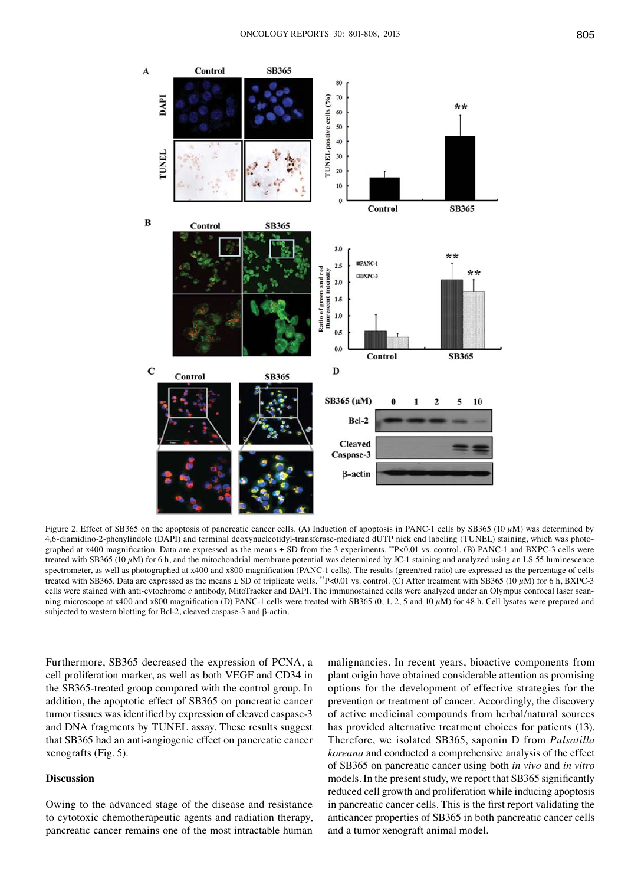Figure 2. Effect of SB365 on the apoptosis of pancreatic cancer cells. (A) Induction of apoptosis in PANC-1 cells by SB365 (10 $\mu$M) was determined by 4,6-diamidino-2-phenylindole (DAPI) and terminal deoxynucleotidyl-transferase-mediated dUTP nick end labeling (TUNEL) staining, which was photographed at x400 magnification. Data are expressed as the means ± SD from the 3 experiments. **P<0.01 vs. control. (B) PANC-1 and BXPC-3 cells were treated with SB365 (10 $\mu$M) for 6 h, and the mitochondrial membrane potential was determined by JC-1 staining and analyzed using an LS 55 luminescence spectrometer, as well as photographed at x400 and x800 magnification (PANC-1 cells). The results (green/red ratio) are expressed as the percentage of cells treated with SB365. Data are expressed as the means ± SD of triplicate wells. **P<0.01 vs. control. (C) After treatment with SB365 (10 $\mu$M) for 6 h, BXPC-3 cells were stained with anti-cytochrome *c* antibody, MitoTracker and DAPI. The immunostained cells were analyzed under an Olympus confocal laser scanning microscope at x400 and x800 magnification (D) PANC-1 cells were treated with SB365 (0, 1, 2, 5 and 10 $\mu$M) for 48 h. Cell lysates were prepared and subjected to western blotting for Bcl-2, cleaved caspase-3 and β-actin.

Furthermore, SB365 decreased the expression of PCNA, a cell proliferation marker, as well as both VEGF and CD34 in the SB365-treated group compared with the control group. In addition, the apoptotic effect of SB365 on pancreatic cancer tumor tissues was identified by expression of cleaved caspase-3 and DNA fragments by TUNEL assay. These results suggest that SB365 had an anti-angiogenic effect on pancreatic cancer xenografts (Fig. 5).

## Discussion

Owing to the advanced stage of the disease and resistance to cytotoxic chemotherapeutic agents and radiation therapy, pancreatic cancer remains one of the most intractable human malignancies. In recent years, bioactive components from plant origin have obtained considerable attention as promising options for the development of effective strategies for the prevention or treatment of cancer. Accordingly, the discovery of active medicinal compounds from herbal/natural sources has provided alternative treatment choices for patients (13). Therefore, we isolated SB365, saponin D from *Pulsatilla koreana* and conducted a comprehensive analysis of the effect of SB365 on pancreatic cancer using both *in vivo* and *in vitro* models. In the present study, we report that SB365 significantly reduced cell growth and proliferation while inducing apoptosis in pancreatic cancer cells. This is the first report validating the anticancer properties of SB365 in both pancreatic cancer cells and a tumor xenograft animal model.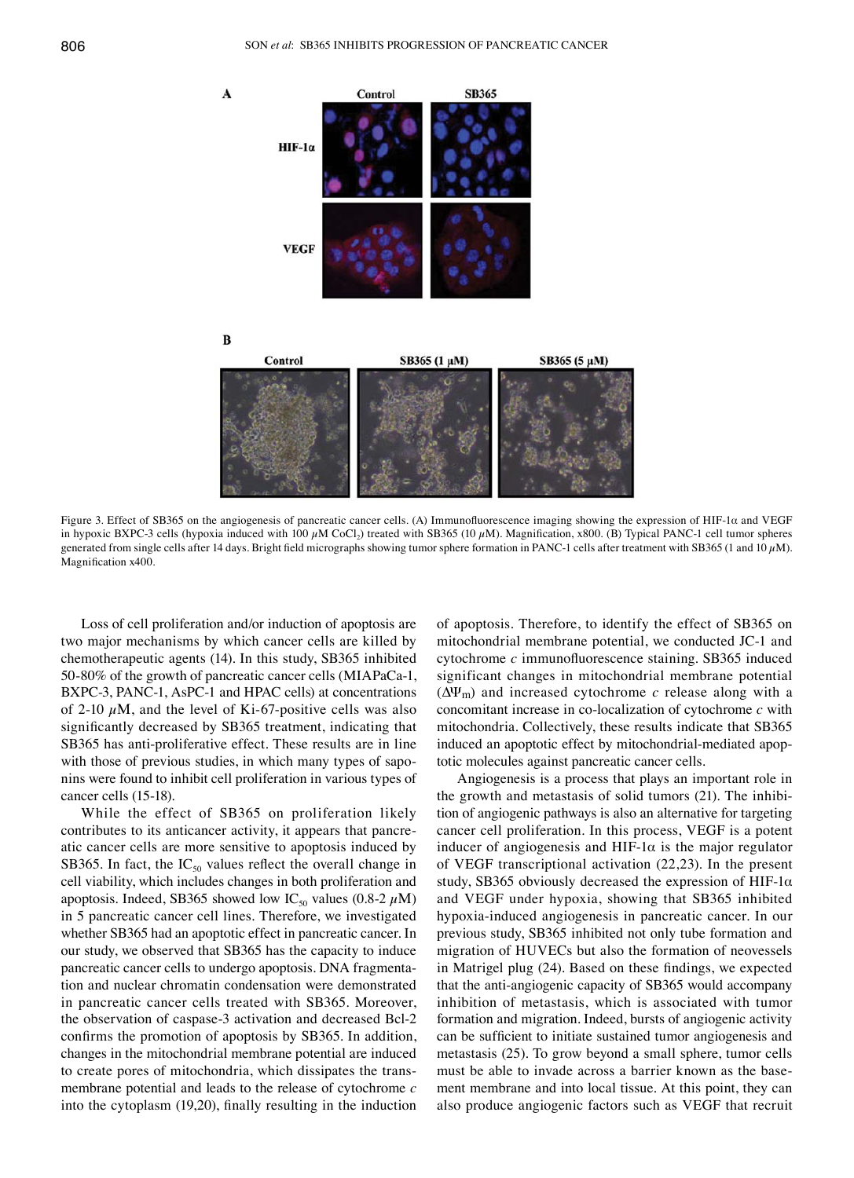Figure 3. Effect of SB365 on the angiogenesis of pancreatic cancer cells. (A) Immunofluorescence imaging showing the expression of HIF-1α and VEGF in hypoxic BXPC-3 cells (hypoxia induced with 100 µM $CoCl_2$) treated with SB365 (10 µM). Magnification, x800. (B) Typical PANC-1 cell tumor spheres generated from single cells after 14 days. Bright field micrographs showing tumor sphere formation in PANC-1 cells after treatment with SB365 (1 and 10 µM). Magnification x400.

Loss of cell proliferation and/or induction of apoptosis are two major mechanisms by which cancer cells are killed by chemotherapeutic agents (14). In this study, SB365 inhibited 50-80% of the growth of pancreatic cancer cells (MIAPaCa-1, BXPC-3, PANC-1, AsPC-1 and HPAC cells) at concentrations of 2-10 µM, and the level of Ki-67-positive cells was also significantly decreased by SB365 treatment, indicating that SB365 has anti-proliferative effect. These results are in line with those of previous studies, in which many types of saponins were found to inhibit cell proliferation in various types of cancer cells (15-18).

While the effect of SB365 on proliferation likely contributes to its anticancer activity, it appears that pancreatic cancer cells are more sensitive to apoptosis induced by SB365. In fact, the $IC_{50}$ values reflect the overall change in cell viability, which includes changes in both proliferation and apoptosis. Indeed, SB365 showed low $IC_{50}$ values (0.8-2 µM) in 5 pancreatic cancer cell lines. Therefore, we investigated whether SB365 had an apoptotic effect in pancreatic cancer. In our study, we observed that SB365 has the capacity to induce pancreatic cancer cells to undergo apoptosis. DNA fragmentation and nuclear chromatin condensation were demonstrated in pancreatic cancer cells treated with SB365. Moreover, the observation of caspase-3 activation and decreased Bcl-2 confirms the promotion of apoptosis by SB365. In addition, changes in the mitochondrial membrane potential are induced to create pores of mitochondria, which dissipates the transmembrane potential and leads to the release of cytochrome *c* into the cytoplasm (19,20), finally resulting in the induction of apoptosis. Therefore, to identify the effect of SB365 on mitochondrial membrane potential, we conducted JC-1 and cytochrome *c* immunofluorescence staining. SB365 induced significant changes in mitochondrial membrane potential ($\Delta\Psi_m$) and increased cytochrome *c* release along with a concomitant increase in co-localization of cytochrome *c* with mitochondria. Collectively, these results indicate that SB365 induced an apoptotic effect by mitochondrial-mediated apoptotic molecules against pancreatic cancer cells.

Angiogenesis is a process that plays an important role in the growth and metastasis of solid tumors (21). The inhibition of angiogenic pathways is also an alternative for targeting cancer cell proliferation. In this process, VEGF is a potent inducer of angiogenesis and HIF-1α is the major regulator of VEGF transcriptional activation (22,23). In the present study, SB365 obviously decreased the expression of HIF-1α and VEGF under hypoxia, showing that SB365 inhibited hypoxia-induced angiogenesis in pancreatic cancer. In our previous study, SB365 inhibited not only tube formation and migration of HUVECs but also the formation of neovessels in Matrigel plug (24). Based on these findings, we expected that the anti-angiogenic capacity of SB365 would accompany inhibition of metastasis, which is associated with tumor formation and migration. Indeed, bursts of angiogenic activity can be sufficient to initiate sustained tumor angiogenesis and metastasis (25). To grow beyond a small sphere, tumor cells must be able to invade across a barrier known as the basement membrane and into local tissue. At this point, they can also produce angiogenic factors such as VEGF that recruit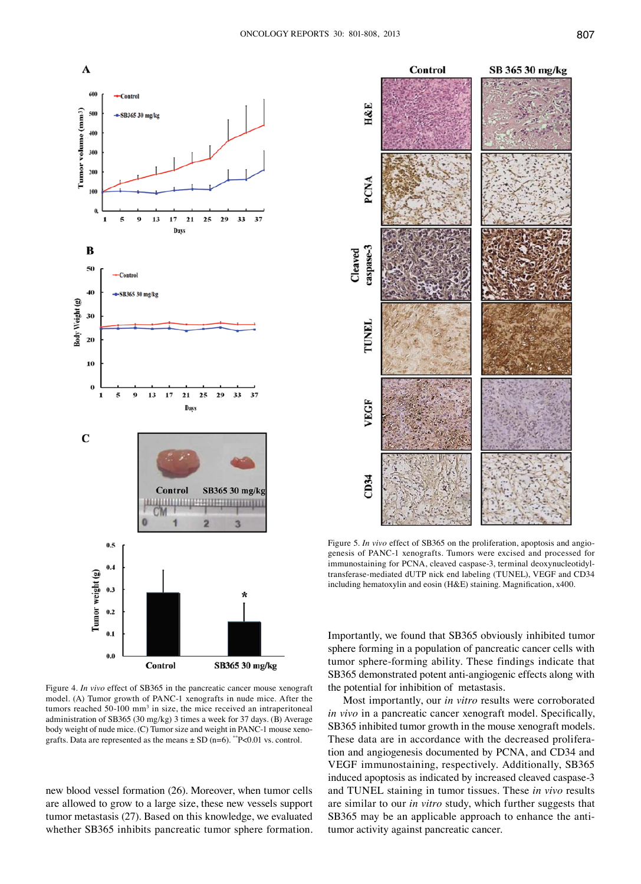Figure 4. *In vivo* effect of SB365 in the pancreatic cancer mouse xenograft model. (A) Tumor growth of PANC-1 xenografts in nude mice. After the tumors reached 50-100 $mm^3$ in size, the mice received an intraperitoneal administration of SB365 (30 mg/kg) 3 times a week for 37 days. (B) Average body weight of nude mice. (C) Tumor size and weight in PANC-1 mouse xenografts. Data are represented as the means ± SD (n=6). $^{**}P<0.01$ vs. control.

new blood vessel formation (26). Moreover, when tumor cells are allowed to grow to a large size, these new vessels support tumor metastasis (27). Based on this knowledge, we evaluated whether SB365 inhibits pancreatic tumor sphere formation.

Figure 5. *In vivo* effect of SB365 on the proliferation, apoptosis and angiogenesis of PANC-1 xenografts. Tumors were excised and processed for immunostaining for PCNA, cleaved caspase-3, terminal deoxynucleotidyltransferase-mediated dUTP nick end labeling (TUNEL), VEGF and CD34 including hematoxylin and eosin (H&E) staining. Magnification, x400.

Importantly, we found that SB365 obviously inhibited tumor sphere forming in a population of pancreatic cancer cells with tumor sphere-forming ability. These findings indicate that SB365 demonstrated potent anti-angiogenic effects along with the potential for inhibition of metastasis.

Most importantly, our *in vitro* results were corroborated *in vivo* in a pancreatic cancer xenograft model. Specifically, SB365 inhibited tumor growth in the mouse xenograft models. These data are in accordance with the decreased proliferation and angiogenesis documented by PCNA, and CD34 and VEGF immunostaining, respectively. Additionally, SB365 induced apoptosis as indicated by increased cleaved caspase-3 and TUNEL staining in tumor tissues. These *in vivo* results are similar to our *in vitro* study, which further suggests that SB365 may be an applicable approach to enhance the anti-tumor activity against pancreatic cancer.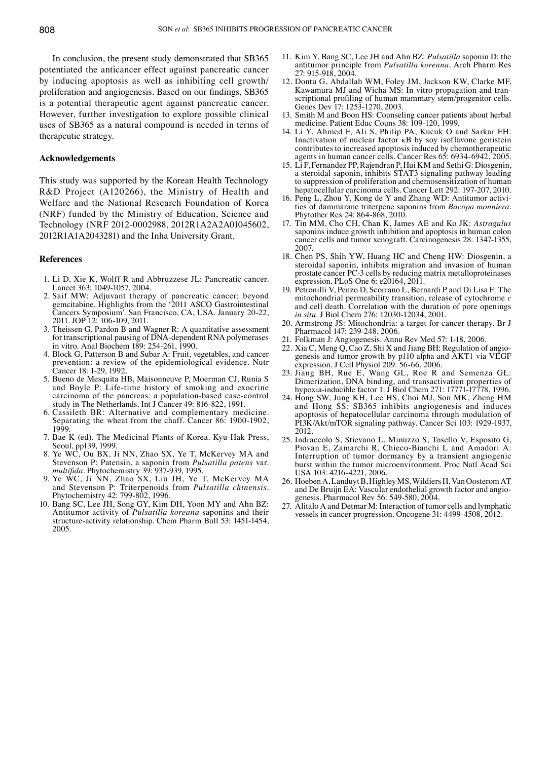In conclusion, the present study demonstrated that SB365 potentiated the anticancer effect against pancreatic cancer by inducing apoptosis as well as inhibiting cell growth/proliferation and angiogenesis. Based on our findings, SB365 is a potential therapeutic agent against pancreatic cancer. However, further investigation to explore possible clinical uses of SB365 as a natural compound is needed in terms of therapeutic strategy.

## Acknowledgements

This study was supported by the Korean Health Technology R&D Project (A120266), the Ministry of Health and Welfare and the National Research Foundation of Korea (NRF) funded by the Ministry of Education, Science and Technology (NRF 2012-0002988, 2012R1A2A2A01045602, 2012R1A1A2043281) and the Inha University Grant.

## References

1. Li D, Xie K, Wolff R and Abbruzzese JL: Pancreatic cancer. Lancet 363: 1049-1057, 2004.
2. Saif MW: Adjuvant therapy of pancreatic cancer: beyond gemcitabine. Highlights from the '2011 ASCO Gastrointestinal Cancers Symposium'. San Francisco, CA, USA. January 20-22, 2011. JOP 12: 106-109, 2011.
3. Theissen G, Pardon B and Wagner R: A quantitative assessment for transcriptional pausing of DNA-dependent RNA polymerases in vitro. Anal Biochem 189: 254-261, 1990.
4. Block G, Patterson B and Subar A: Fruit, vegetables, and cancer prevention: a review of the epidemiological evidence. Nutr Cancer 18: 1-29, 1992.
5. Bueno de Mesquita HB, Maisonneuve P, Moerman CJ, Runia S and Boyle P: Life-time history of smoking and exocrine carcinoma of the pancreas: a population-based case-control study in The Netherlands. Int J Cancer 49: 816-822, 1991.
6. Cassileth BR: Alternative and complementary medicine. Separating the wheat from the chaff. Cancer 86: 1900-1902, 1999.
7. Bae K (ed). The Medicinal Plants of Korea. Kyu-Hak Press, Seoul, pp139, 1999.
8. Ye WC, Ou BX, Ji NN, Zhao SX, Ye T, McKervey MA and Stevenson P: Patensin, a saponin from *Pulsatilla patens* var. *multifida*. Phytochemistry 39: 937-939, 1995.
9. Ye WC, Ji NN, Zhao SX, Liu JH, Ye T, McKervey MA and Stevenson P: Triterpenoids from *Pulsatilla chinensis*. Phytochemistry 42: 799-802, 1996.
10. Bang SC, Lee JH, Song GY, Kim DH, Yoon MY and Ahn BZ: Antitumor activity of *Pulsatilla koreana* saponins and their structure-activity relationship. Chem Pharm Bull 53: 1451-1454, 2005.
11. Kim Y, Bang SC, Lee JH and Ahn BZ: *Pulsatilla* saponin D: the antitumor principle from *Pulsatilla koreana*. Arch Pharm Res 27: 915-918, 2004.
12. Dontu G, Abdallah WM, Foley JM, Jackson KW, Clarke MF, Kawamura MJ and Wicha MS: In vitro propagation and transcriptional profiling of human mammary stem/progenitor cells. Genes Dev 17: 1253-1270, 2003.
13. Smith M and Boon HS: Counseling cancer patients about herbal medicine. Patient Educ Couns 38: 109-120, 1999.
14. Li Y, Ahmed F, Ali S, Philip PA, Kucuk O and Sarkar FH: Inactivation of nuclear factor κB by soy isoflavone genistein contributes to increased apoptosis induced by chemotherapeutic agents in human cancer cells. Cancer Res 65: 6934-6942, 2005.
15. Li F, Fernandez PP, Rajendran P, Hui KM and Sethi G: Diosgenin, a steroidal saponin, inhibits STAT3 signaling pathway leading to suppression of proliferation and chemosensitization of human hepatocellular carcinoma cells. Cancer Lett 292: 197-207, 2010.
16. Peng L, Zhou Y, Kong de Y and Zhang WD: Antitumor activities of dammarane triterpene saponins from *Bacopa monniera*. Phytother Res 24: 864-868, 2010.
17. Tin MM, Cho CH, Chan K, James AE and Ko JK: *Astragalus* saponins induce growth inhibition and apoptosis in human colon cancer cells and tumor xenograft. Carcinogenesis 28: 1347-1355, 2007.
18. Chen PS, Shih YW, Huang HC and Cheng HW: Diosgenin, a steroidal saponin, inhibits migration and invasion of human prostate cancer PC-3 cells by reducing matrix metalloproteinases expression. PLoS One 6: e20164, 2011.
19. Petronilli V, Penzo D, Scorrano L, Bernardi P and Di Lisa F: The mitochondrial permeability transition, release of cytochrome *c* and cell death. Correlation with the duration of pore openings *in situ*. J Biol Chem 276: 12030-12034, 2001.
20. Armstrong JS: Mitochondria: a target for cancer therapy. Br J Pharmacol 147: 239-248, 2006.
21. Folkman J: Angiogenesis. Annu Rev Med 57: 1-18, 2006.
22. Xia C, Meng Q, Cao Z, Shi X and Jiang BH: Regulation of angiogenesis and tumor growth by p110 alpha and AKT1 via VEGF expression. J Cell Physiol 209: 56-66, 2006.
23. Jiang BH, Rue E, Wang GL, Roe R and Semenza GL: Dimerization, DNA binding, and transactivation properties of hypoxia-inducible factor 1. J Biol Chem 271: 17771-17778, 1996.
24. Hong SW, Jung KH, Lee HS, Choi MJ, Son MK, Zheng HM and Hong SS: SB365 inhibits angiogenesis and induces apoptosis of hepatocellular carcinoma through modulation of PI3K/Akt/mTOR signaling pathway. Cancer Sci 103: 1929-1937, 2012.
25. Indraccolo S, Stievano L, Minuzzo S, Tosello V, Esposito G, Piovan E, Zamarchi R, Chieco-Bianchi L and Amadori A: Interruption of tumor dormancy by a transient angiogenic burst within the tumor microenvironment. Proc Natl Acad Sci USA 103: 4216-4221, 2006.
26. Hoeben A, Landuyt B, Highley MS, Wildiers H, Van Oosterom AT and De Bruijn EA: Vascular endothelial growth factor and angiogenesis. Pharmacol Rev 56: 549-580, 2004.
27. Alitalo A and Detmar M: Interaction of tumor cells and lymphatic vessels in cancer progression. Oncogene 31: 4499-4508, 2012.